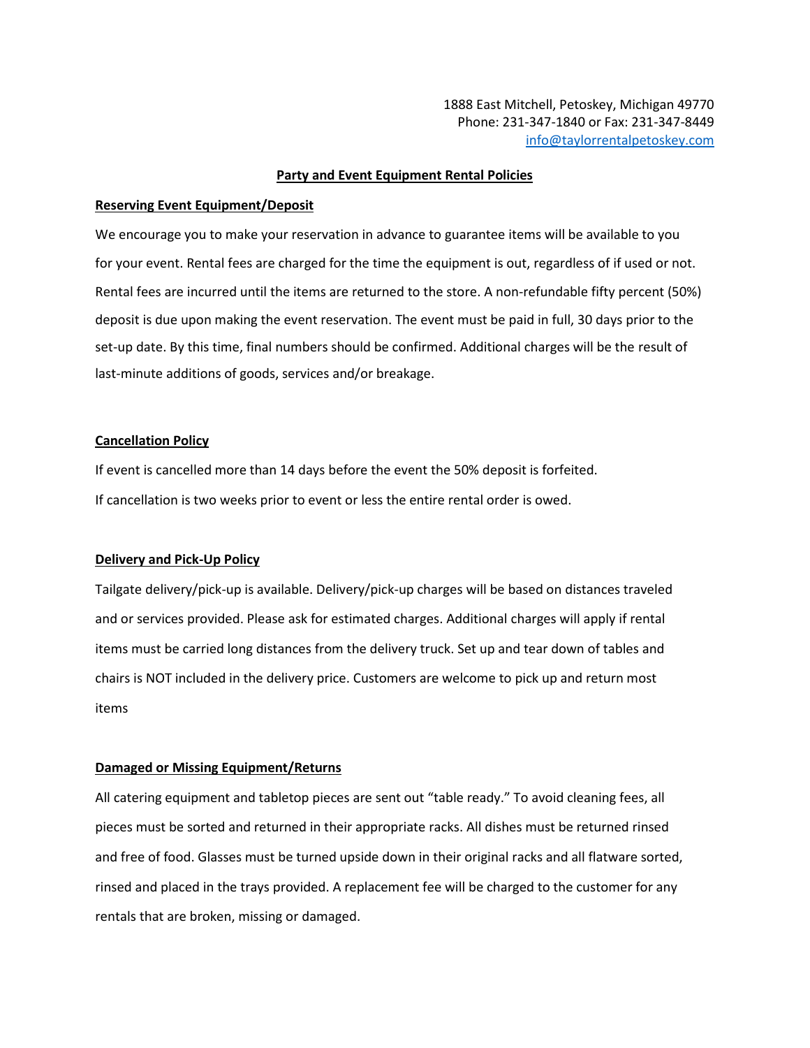1888 East Mitchell, Petoskey, Michigan 49770
Phone: 231-347-1840 or Fax: 231-347-8449
info@taylorrentalpetoskey.com

# Party and Event Equipment Rental Policies

## Reserving Event Equipment/Deposit

We encourage you to make your reservation in advance to guarantee items will be available to you for your event. Rental fees are charged for the time the equipment is out, regardless of if used or not. Rental fees are incurred until the items are returned to the store. A non-refundable fifty percent (50%) deposit is due upon making the event reservation. The event must be paid in full, 30 days prior to the set-up date. By this time, final numbers should be confirmed. Additional charges will be the result of last-minute additions of goods, services and/or breakage.

## Cancellation Policy

If event is cancelled more than 14 days before the event the 50% deposit is forfeited.

If cancellation is two weeks prior to event or less the entire rental order is owed.

## Delivery and Pick-Up Policy

Tailgate delivery/pick-up is available. Delivery/pick-up charges will be based on distances traveled and or services provided. Please ask for estimated charges. Additional charges will apply if rental items must be carried long distances from the delivery truck. Set up and tear down of tables and chairs is NOT included in the delivery price. Customers are welcome to pick up and return most items

## Damaged or Missing Equipment/Returns

All catering equipment and tabletop pieces are sent out "table ready." To avoid cleaning fees, all pieces must be sorted and returned in their appropriate racks. All dishes must be returned rinsed and free of food. Glasses must be turned upside down in their original racks and all flatware sorted, rinsed and placed in the trays provided. A replacement fee will be charged to the customer for any rentals that are broken, missing or damaged.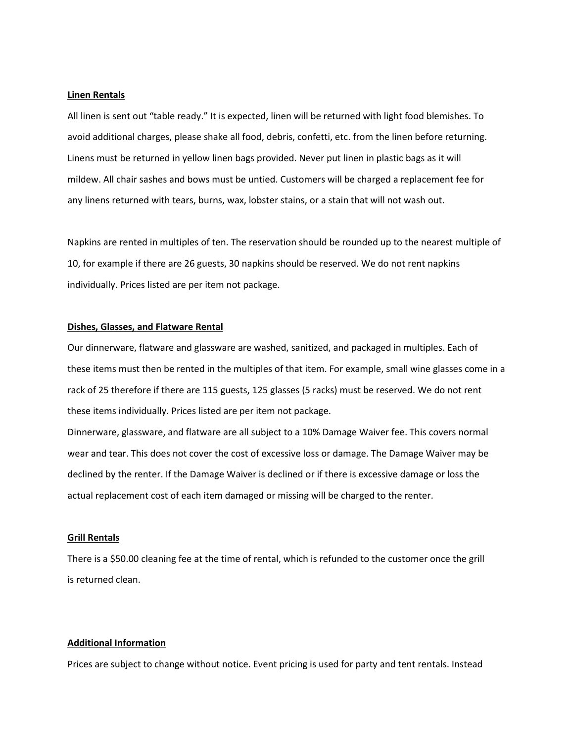**Linen Rentals**

All linen is sent out "table ready." It is expected, linen will be returned with light food blemishes. To avoid additional charges, please shake all food, debris, confetti, etc. from the linen before returning. Linens must be returned in yellow linen bags provided. Never put linen in plastic bags as it will mildew. All chair sashes and bows must be untied. Customers will be charged a replacement fee for any linens returned with tears, burns, wax, lobster stains, or a stain that will not wash out.

Napkins are rented in multiples of ten. The reservation should be rounded up to the nearest multiple of 10, for example if there are 26 guests, 30 napkins should be reserved. We do not rent napkins individually. Prices listed are per item not package.

**Dishes, Glasses, and Flatware Rental**

Our dinnerware, flatware and glassware are washed, sanitized, and packaged in multiples. Each of these items must then be rented in the multiples of that item. For example, small wine glasses come in a rack of 25 therefore if there are 115 guests, 125 glasses (5 racks) must be reserved. We do not rent these items individually. Prices listed are per item not package.

Dinnerware, glassware, and flatware are all subject to a 10% Damage Waiver fee. This covers normal wear and tear. This does not cover the cost of excessive loss or damage. The Damage Waiver may be declined by the renter. If the Damage Waiver is declined or if there is excessive damage or loss the actual replacement cost of each item damaged or missing will be charged to the renter.

**Grill Rentals**

There is a $50.00 cleaning fee at the time of rental, which is refunded to the customer once the grill is returned clean.

**Additional Information**

Prices are subject to change without notice. Event pricing is used for party and tent rentals. Instead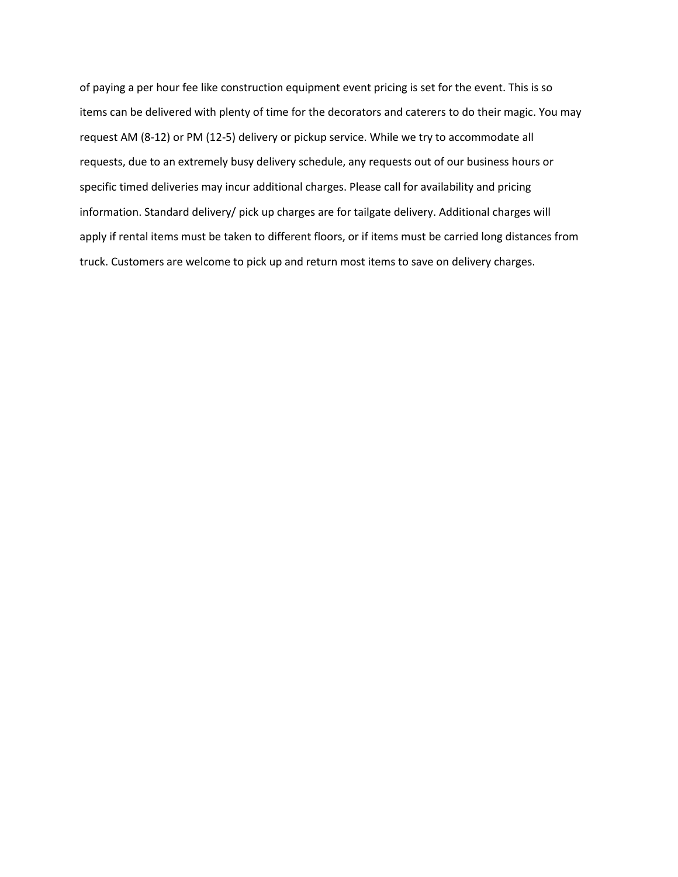of paying a per hour fee like construction equipment event pricing is set for the event. This is so items can be delivered with plenty of time for the decorators and caterers to do their magic. You may request AM (8-12) or PM (12-5) delivery or pickup service. While we try to accommodate all requests, due to an extremely busy delivery schedule, any requests out of our business hours or specific timed deliveries may incur additional charges. Please call for availability and pricing information. Standard delivery/ pick up charges are for tailgate delivery. Additional charges will apply if rental items must be taken to different floors, or if items must be carried long distances from truck. Customers are welcome to pick up and return most items to save on delivery charges.